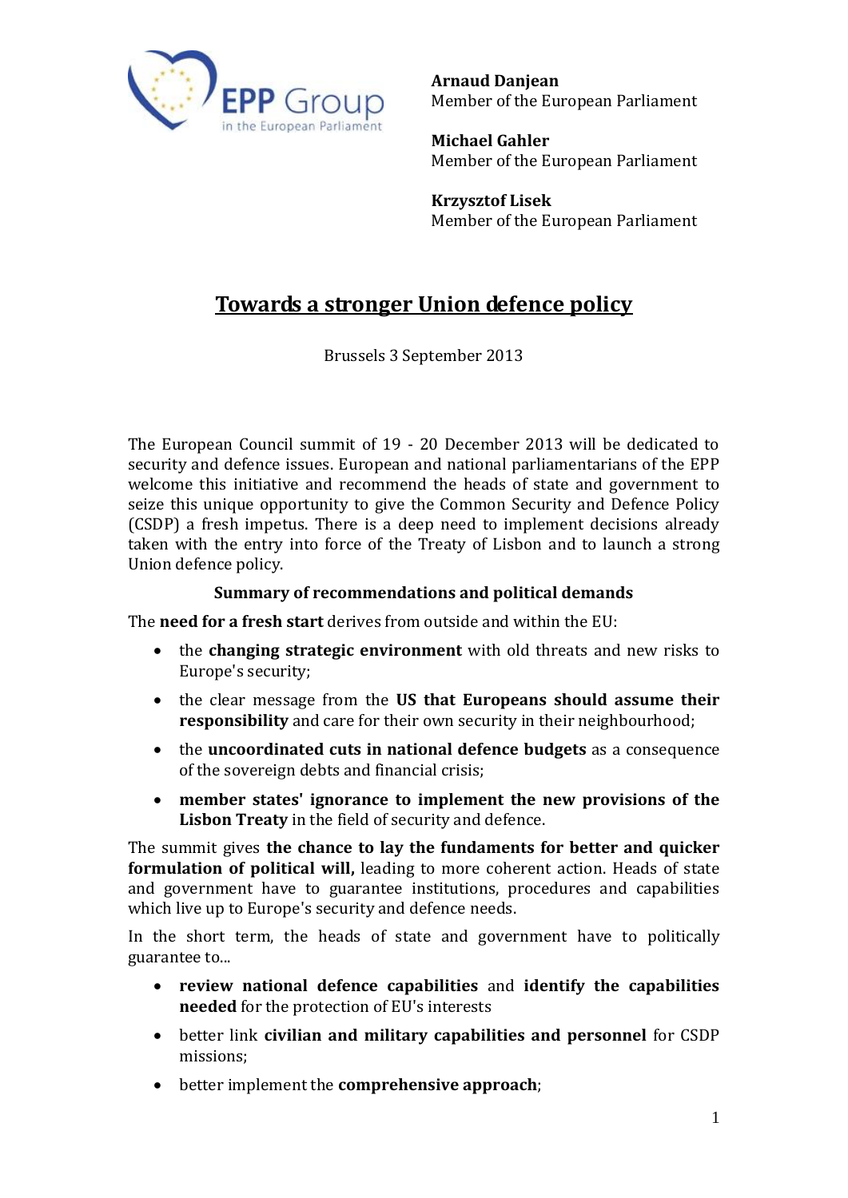**Arnaud Danjean**
Member of the European Parliament

**Michael Gahler**
Member of the European Parliament

**Krzysztof Lisek**
Member of the European Parliament

# Towards a stronger Union defence policy

Brussels 3 September 2013

The European Council summit of 19 - 20 December 2013 will be dedicated to security and defence issues. European and national parliamentarians of the EPP welcome this initiative and recommend the heads of state and government to seize this unique opportunity to give the Common Security and Defence Policy (CSDP) a fresh impetus. There is a deep need to implement decisions already taken with the entry into force of the Treaty of Lisbon and to launch a strong Union defence policy.

### Summary of recommendations and political demands

The **need for a fresh start** derives from outside and within the EU:

- the **changing strategic environment** with old threats and new risks to Europe's security;
- the clear message from the **US that Europeans should assume their responsibility** and care for their own security in their neighbourhood;
- the **uncoordinated cuts in national defence budgets** as a consequence of the sovereign debts and financial crisis;
- **member states' ignorance to implement the new provisions of the Lisbon Treaty** in the field of security and defence.

The summit gives **the chance to lay the fundaments for better and quicker formulation of political will,** leading to more coherent action. Heads of state and government have to guarantee institutions, procedures and capabilities which live up to Europe's security and defence needs.

In the short term, the heads of state and government have to politically guarantee to...

- **review national defence capabilities** and **identify the capabilities needed** for the protection of EU's interests
- better link **civilian and military capabilities and personnel** for CSDP missions;
- better implement the **comprehensive approach**;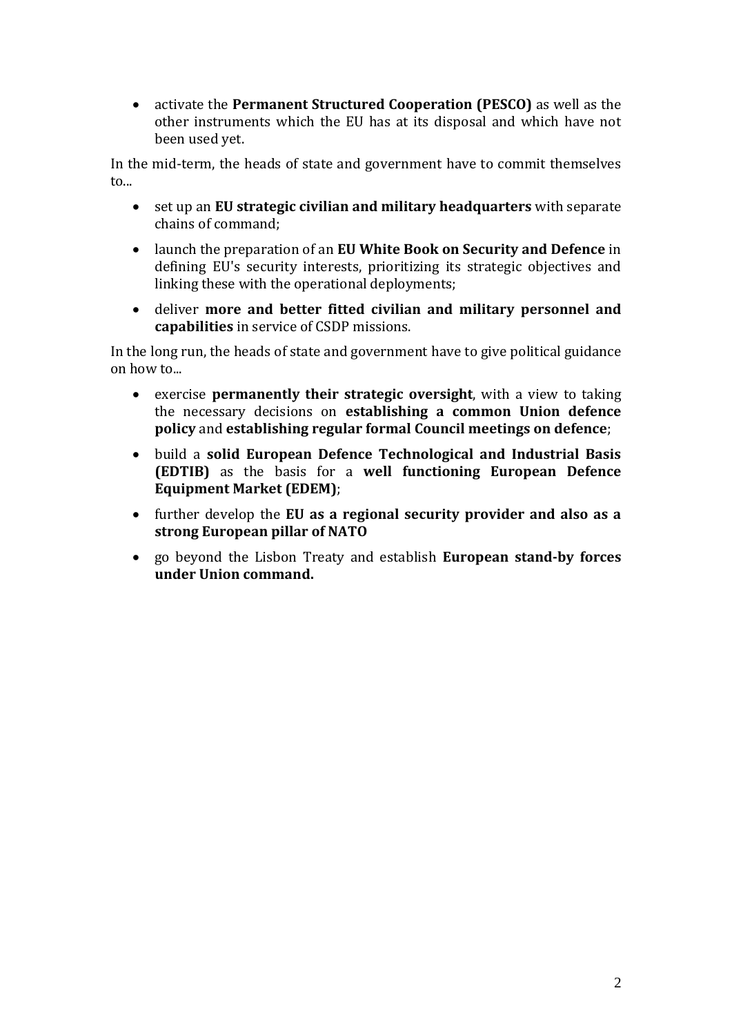- activate the **Permanent Structured Cooperation (PESCO)** as well as the other instruments which the EU has at its disposal and which have not been used yet.

In the mid-term, the heads of state and government have to commit themselves to...

- set up an **EU strategic civilian and military headquarters** with separate chains of command;
- launch the preparation of an **EU White Book on Security and Defence** in defining EU's security interests, prioritizing its strategic objectives and linking these with the operational deployments;
- deliver **more and better fitted civilian and military personnel and capabilities** in service of CSDP missions.

In the long run, the heads of state and government have to give political guidance on how to...

- exercise **permanently their strategic oversight**, with a view to taking the necessary decisions on **establishing a common Union defence policy** and **establishing regular formal Council meetings on defence**;
- build a **solid European Defence Technological and Industrial Basis (EDTIB)** as the basis for a **well functioning European Defence Equipment Market (EDEM)**;
- further develop the **EU as a regional security provider and also as a strong European pillar of NATO**
- go beyond the Lisbon Treaty and establish **European stand-by forces under Union command.**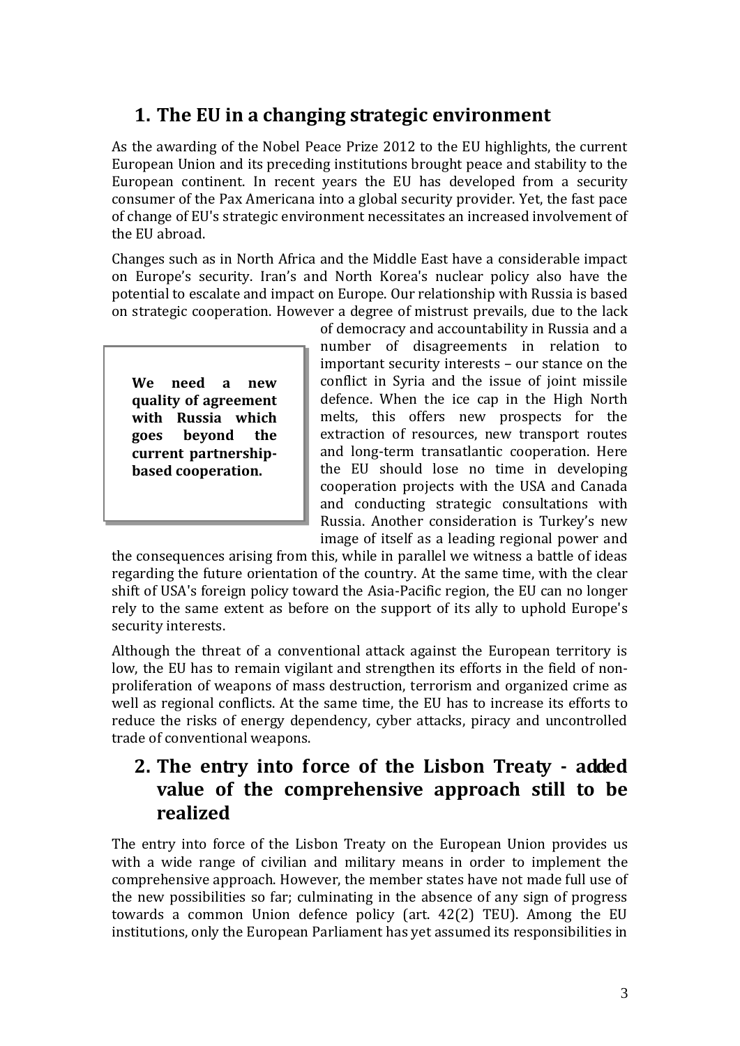## 1. The EU in a changing strategic environment

As the awarding of the Nobel Peace Prize 2012 to the EU highlights, the current European Union and its preceding institutions brought peace and stability to the European continent. In recent years the EU has developed from a security consumer of the Pax Americana into a global security provider. Yet, the fast pace of change of EU's strategic environment necessitates an increased involvement of the EU abroad.

Changes such as in North Africa and the Middle East have a considerable impact on Europe's security. Iran's and North Korea's nuclear policy also have the potential to escalate and impact on Europe. Our relationship with Russia is based on strategic cooperation. However a degree of mistrust prevails, due to the lack of democracy and accountability in Russia and a number of disagreements in relation to important security interests – our stance on the conflict in Syria and the issue of joint missile defence. When the ice cap in the High North melts, this offers new prospects for the extraction of resources, new transport routes and long-term transatlantic cooperation. Here the EU should lose no time in developing cooperation projects with the USA and Canada and conducting strategic consultations with Russia. Another consideration is Turkey's new image of itself as a leading regional power and the consequences arising from this, while in parallel we witness a battle of ideas regarding the future orientation of the country. At the same time, with the clear shift of USA's foreign policy toward the Asia-Pacific region, the EU can no longer rely to the same extent as before on the support of its ally to uphold Europe's security interests.

> **We need a new quality of agreement with Russia which goes beyond the current partnership-based cooperation.**

Although the threat of a conventional attack against the European territory is low, the EU has to remain vigilant and strengthen its efforts in the field of non-proliferation of weapons of mass destruction, terrorism and organized crime as well as regional conflicts. At the same time, the EU has to increase its efforts to reduce the risks of energy dependency, cyber attacks, piracy and uncontrolled trade of conventional weapons.

## 2. The entry into force of the Lisbon Treaty - added value of the comprehensive approach still to be realized

The entry into force of the Lisbon Treaty on the European Union provides us with a wide range of civilian and military means in order to implement the comprehensive approach. However, the member states have not made full use of the new possibilities so far; culminating in the absence of any sign of progress towards a common Union defence policy (art. 42(2) TEU). Among the EU institutions, only the European Parliament has yet assumed its responsibilities in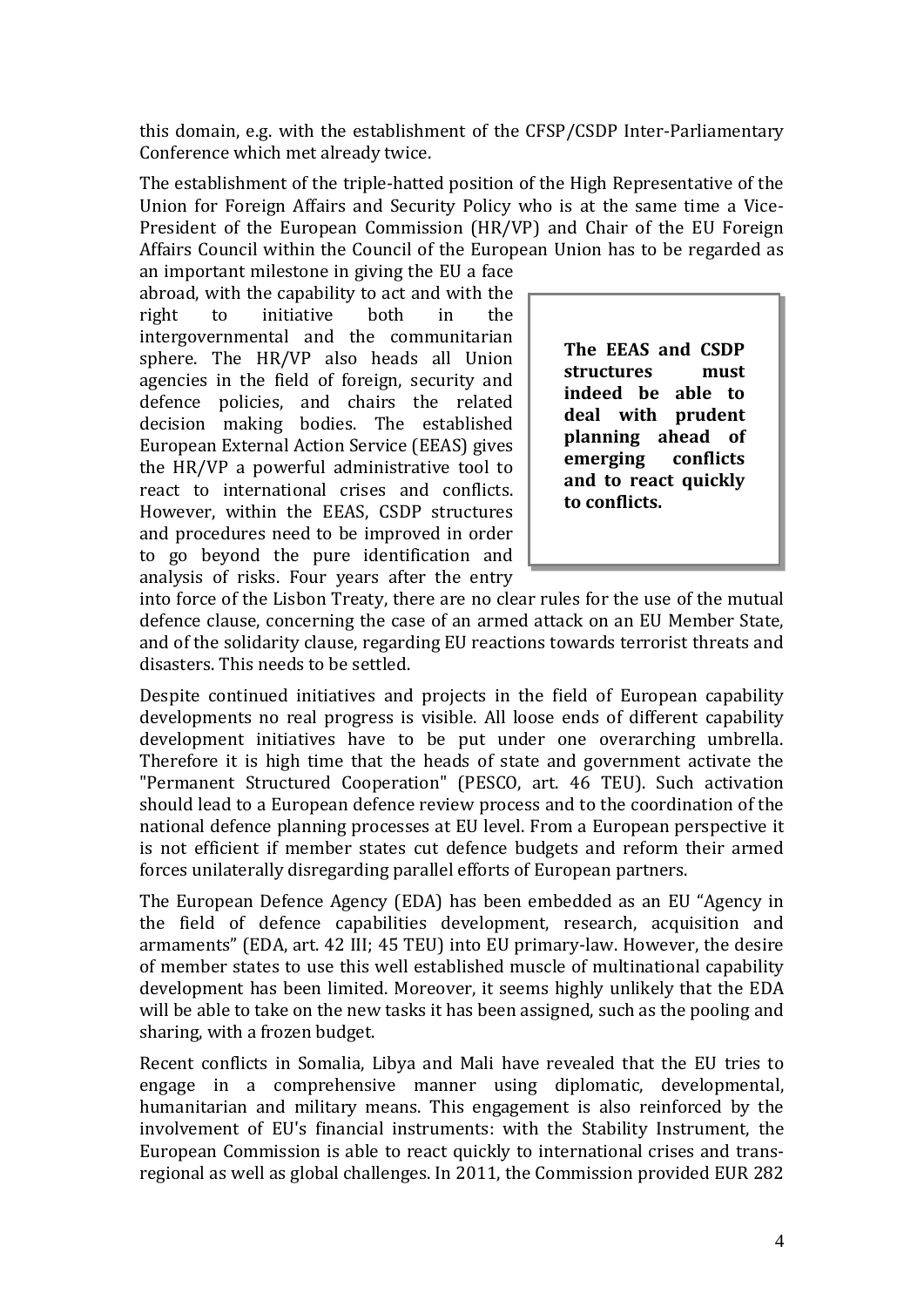this domain, e.g. with the establishment of the CFSP/CSDP Inter-Parliamentary Conference which met already twice.

The establishment of the triple-hatted position of the High Representative of the Union for Foreign Affairs and Security Policy who is at the same time a Vice-President of the European Commission (HR/VP) and Chair of the EU Foreign Affairs Council within the Council of the European Union has to be regarded as an important milestone in giving the EU a face abroad, with the capability to act and with the right to initiative both in the intergovernmental and the communitarian sphere. The HR/VP also heads all Union agencies in the field of foreign, security and defence policies, and chairs the related decision making bodies. The established European External Action Service (EEAS) gives the HR/VP a powerful administrative tool to react to international crises and conflicts. However, within the EEAS, CSDP structures and procedures need to be improved in order to go beyond the pure identification and analysis of risks. Four years after the entry into force of the Lisbon Treaty, there are no clear rules for the use of the mutual defence clause, concerning the case of an armed attack on an EU Member State, and of the solidarity clause, regarding EU reactions towards terrorist threats and disasters. This needs to be settled.

> **The EEAS and CSDP structures must indeed be able to deal with prudent planning ahead of emerging conflicts and to react quickly to conflicts.**

Despite continued initiatives and projects in the field of European capability developments no real progress is visible. All loose ends of different capability development initiatives have to be put under one overarching umbrella. Therefore it is high time that the heads of state and government activate the "Permanent Structured Cooperation" (PESCO, art. 46 TEU). Such activation should lead to a European defence review process and to the coordination of the national defence planning processes at EU level. From a European perspective it is not efficient if member states cut defence budgets and reform their armed forces unilaterally disregarding parallel efforts of European partners.

The European Defence Agency (EDA) has been embedded as an EU "Agency in the field of defence capabilities development, research, acquisition and armaments" (EDA, art. 42 III; 45 TEU) into EU primary-law. However, the desire of member states to use this well established muscle of multinational capability development has been limited. Moreover, it seems highly unlikely that the EDA will be able to take on the new tasks it has been assigned, such as the pooling and sharing, with a frozen budget.

Recent conflicts in Somalia, Libya and Mali have revealed that the EU tries to engage in a comprehensive manner using diplomatic, developmental, humanitarian and military means. This engagement is also reinforced by the involvement of EU's financial instruments: with the Stability Instrument, the European Commission is able to react quickly to international crises and trans-regional as well as global challenges. In 2011, the Commission provided EUR 282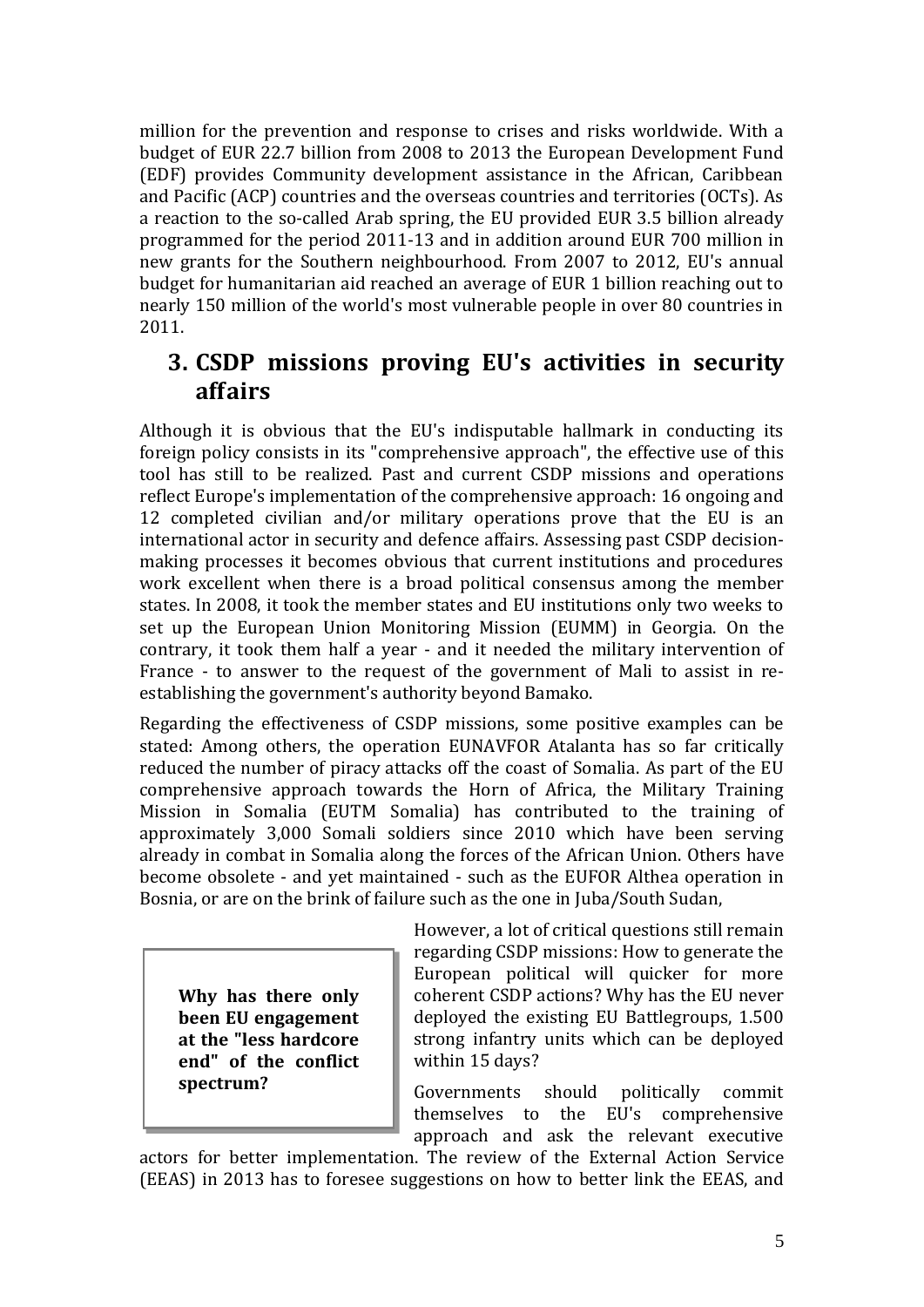million for the prevention and response to crises and risks worldwide. With a budget of EUR 22.7 billion from 2008 to 2013 the European Development Fund (EDF) provides Community development assistance in the African, Caribbean and Pacific (ACP) countries and the overseas countries and territories (OCTs). As a reaction to the so-called Arab spring, the EU provided EUR 3.5 billion already programmed for the period 2011-13 and in addition around EUR 700 million in new grants for the Southern neighbourhood. From 2007 to 2012, EU's annual budget for humanitarian aid reached an average of EUR 1 billion reaching out to nearly 150 million of the world's most vulnerable people in over 80 countries in 2011.

## 3. CSDP missions proving EU's activities in security affairs

Although it is obvious that the EU's indisputable hallmark in conducting its foreign policy consists in its "comprehensive approach", the effective use of this tool has still to be realized. Past and current CSDP missions and operations reflect Europe's implementation of the comprehensive approach: 16 ongoing and 12 completed civilian and/or military operations prove that the EU is an international actor in security and defence affairs. Assessing past CSDP decision-making processes it becomes obvious that current institutions and procedures work excellent when there is a broad political consensus among the member states. In 2008, it took the member states and EU institutions only two weeks to set up the European Union Monitoring Mission (EUMM) in Georgia. On the contrary, it took them half a year - and it needed the military intervention of France - to answer to the request of the government of Mali to assist in re-establishing the government's authority beyond Bamako.

Regarding the effectiveness of CSDP missions, some positive examples can be stated: Among others, the operation EUNAVFOR Atalanta has so far critically reduced the number of piracy attacks off the coast of Somalia. As part of the EU comprehensive approach towards the Horn of Africa, the Military Training Mission in Somalia (EUTM Somalia) has contributed to the training of approximately 3,000 Somali soldiers since 2010 which have been serving already in combat in Somalia along the forces of the African Union. Others have become obsolete - and yet maintained - such as the EUFOR Althea operation in Bosnia, or are on the brink of failure such as the one in Juba/South Sudan,

> **Why has there only been EU engagement at the "less hardcore end" of the conflict spectrum?**

However, a lot of critical questions still remain regarding CSDP missions: How to generate the European political will quicker for more coherent CSDP actions? Why has the EU never deployed the existing EU Battlegroups, 1.500 strong infantry units which can be deployed within 15 days?

Governments should politically commit themselves to the EU's comprehensive approach and ask the relevant executive actors for better implementation. The review of the External Action Service (EEAS) in 2013 has to foresee suggestions on how to better link the EEAS, and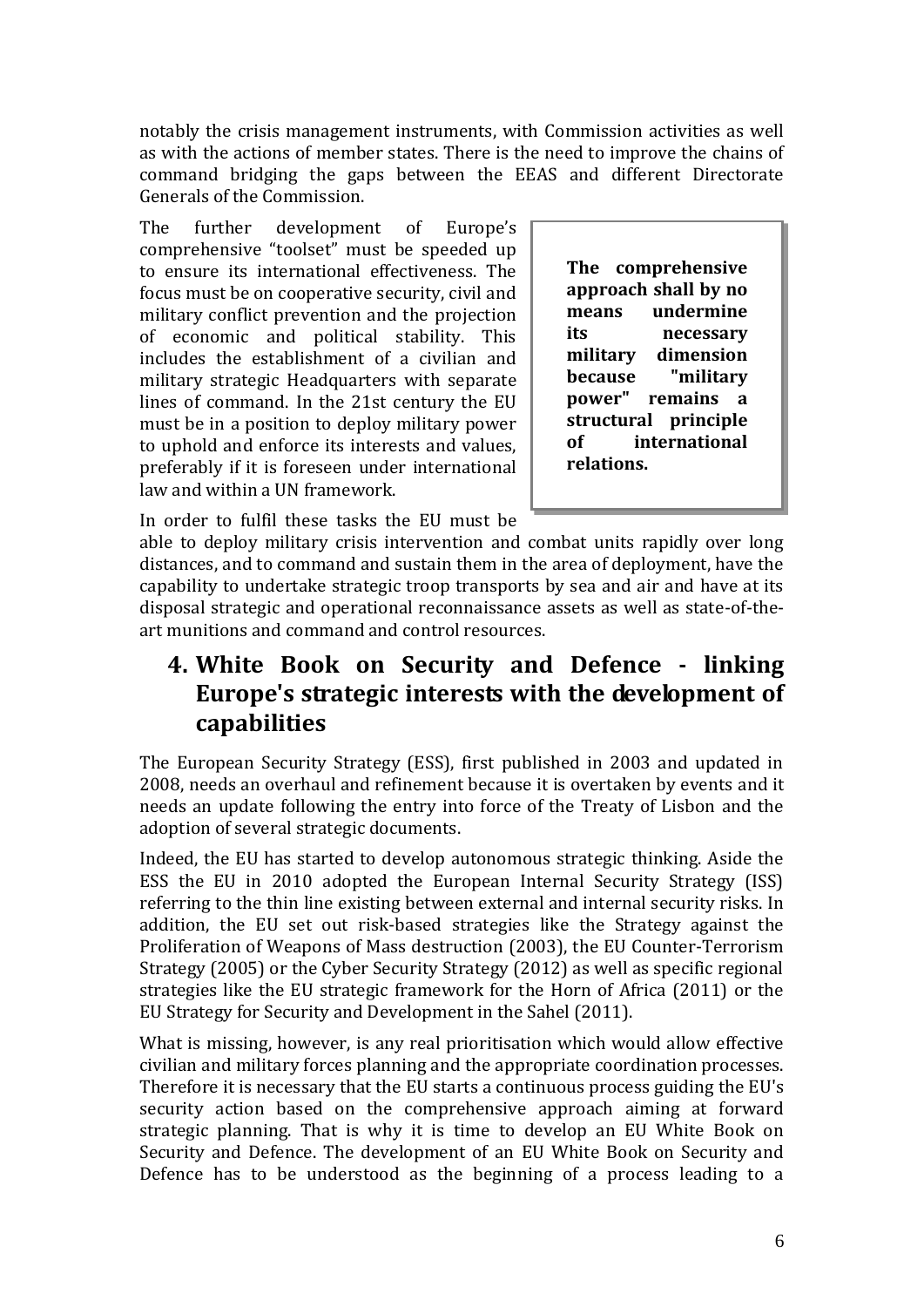notably the crisis management instruments, with Commission activities as well as with the actions of member states. There is the need to improve the chains of command bridging the gaps between the EEAS and different Directorate Generals of the Commission.

The further development of Europe's comprehensive "toolset" must be speeded up to ensure its international effectiveness. The focus must be on cooperative security, civil and military conflict prevention and the projection of economic and political stability. This includes the establishment of a civilian and military strategic Headquarters with separate lines of command. In the 21st century the EU must be in a position to deploy military power to uphold and enforce its interests and values, preferably if it is foreseen under international law and within a UN framework.

> **The comprehensive approach shall by no means undermine its necessary military dimension because "military power" remains a structural principle of international relations.**

In order to fulfil these tasks the EU must be able to deploy military crisis intervention and combat units rapidly over long distances, and to command and sustain them in the area of deployment, have the capability to undertake strategic troop transports by sea and air and have at its disposal strategic and operational reconnaissance assets as well as state-of-the-art munitions and command and control resources.

## 4. White Book on Security and Defence - linking Europe's strategic interests with the development of capabilities

The European Security Strategy (ESS), first published in 2003 and updated in 2008, needs an overhaul and refinement because it is overtaken by events and it needs an update following the entry into force of the Treaty of Lisbon and the adoption of several strategic documents.

Indeed, the EU has started to develop autonomous strategic thinking. Aside the ESS the EU in 2010 adopted the European Internal Security Strategy (ISS) referring to the thin line existing between external and internal security risks. In addition, the EU set out risk-based strategies like the Strategy against the Proliferation of Weapons of Mass destruction (2003), the EU Counter-Terrorism Strategy (2005) or the Cyber Security Strategy (2012) as well as specific regional strategies like the EU strategic framework for the Horn of Africa (2011) or the EU Strategy for Security and Development in the Sahel (2011).

What is missing, however, is any real prioritisation which would allow effective civilian and military forces planning and the appropriate coordination processes. Therefore it is necessary that the EU starts a continuous process guiding the EU's security action based on the comprehensive approach aiming at forward strategic planning. That is why it is time to develop an EU White Book on Security and Defence. The development of an EU White Book on Security and Defence has to be understood as the beginning of a process leading to a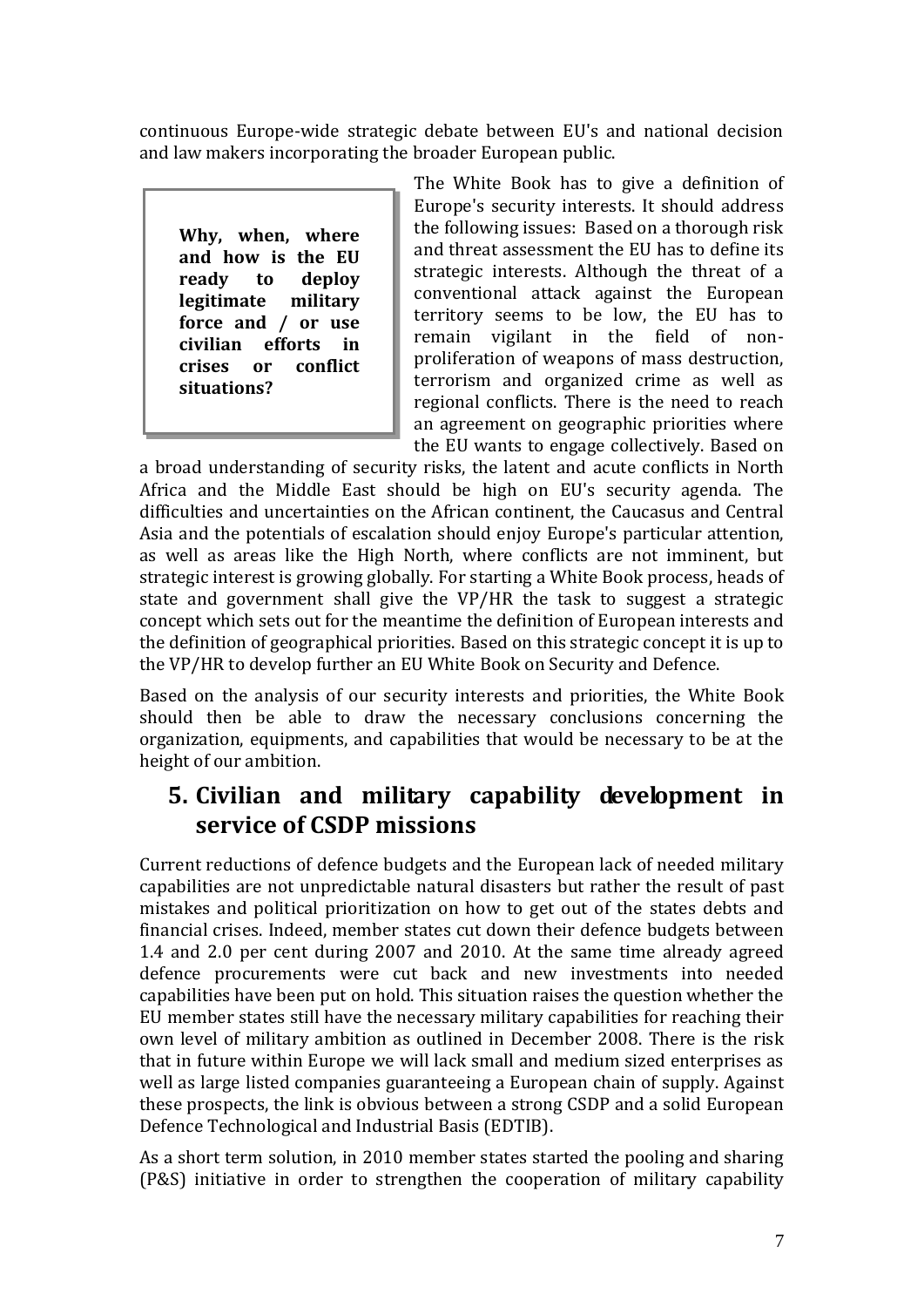continuous Europe-wide strategic debate between EU's and national decision and law makers incorporating the broader European public.

> **Why, when, where and how is the EU ready to deploy legitimate military force and / or use civilian efforts in crises or conflict situations?**

The White Book has to give a definition of Europe's security interests. It should address the following issues: Based on a thorough risk and threat assessment the EU has to define its strategic interests. Although the threat of a conventional attack against the European territory seems to be low, the EU has to remain vigilant in the field of non-proliferation of weapons of mass destruction, terrorism and organized crime as well as regional conflicts. There is the need to reach an agreement on geographic priorities where the EU wants to engage collectively. Based on a broad understanding of security risks, the latent and acute conflicts in North Africa and the Middle East should be high on EU's security agenda. The difficulties and uncertainties on the African continent, the Caucasus and Central Asia and the potentials of escalation should enjoy Europe's particular attention, as well as areas like the High North, where conflicts are not imminent, but strategic interest is growing globally. For starting a White Book process, heads of state and government shall give the VP/HR the task to suggest a strategic concept which sets out for the meantime the definition of European interests and the definition of geographical priorities. Based on this strategic concept it is up to the VP/HR to develop further an EU White Book on Security and Defence.

Based on the analysis of our security interests and priorities, the White Book should then be able to draw the necessary conclusions concerning the organization, equipments, and capabilities that would be necessary to be at the height of our ambition.

## 5. Civilian and military capability development in service of CSDP missions

Current reductions of defence budgets and the European lack of needed military capabilities are not unpredictable natural disasters but rather the result of past mistakes and political prioritization on how to get out of the states debts and financial crises. Indeed, member states cut down their defence budgets between 1.4 and 2.0 per cent during 2007 and 2010. At the same time already agreed defence procurements were cut back and new investments into needed capabilities have been put on hold. This situation raises the question whether the EU member states still have the necessary military capabilities for reaching their own level of military ambition as outlined in December 2008. There is the risk that in future within Europe we will lack small and medium sized enterprises as well as large listed companies guaranteeing a European chain of supply. Against these prospects, the link is obvious between a strong CSDP and a solid European Defence Technological and Industrial Basis (EDTIB).

As a short term solution, in 2010 member states started the pooling and sharing (P&S) initiative in order to strengthen the cooperation of military capability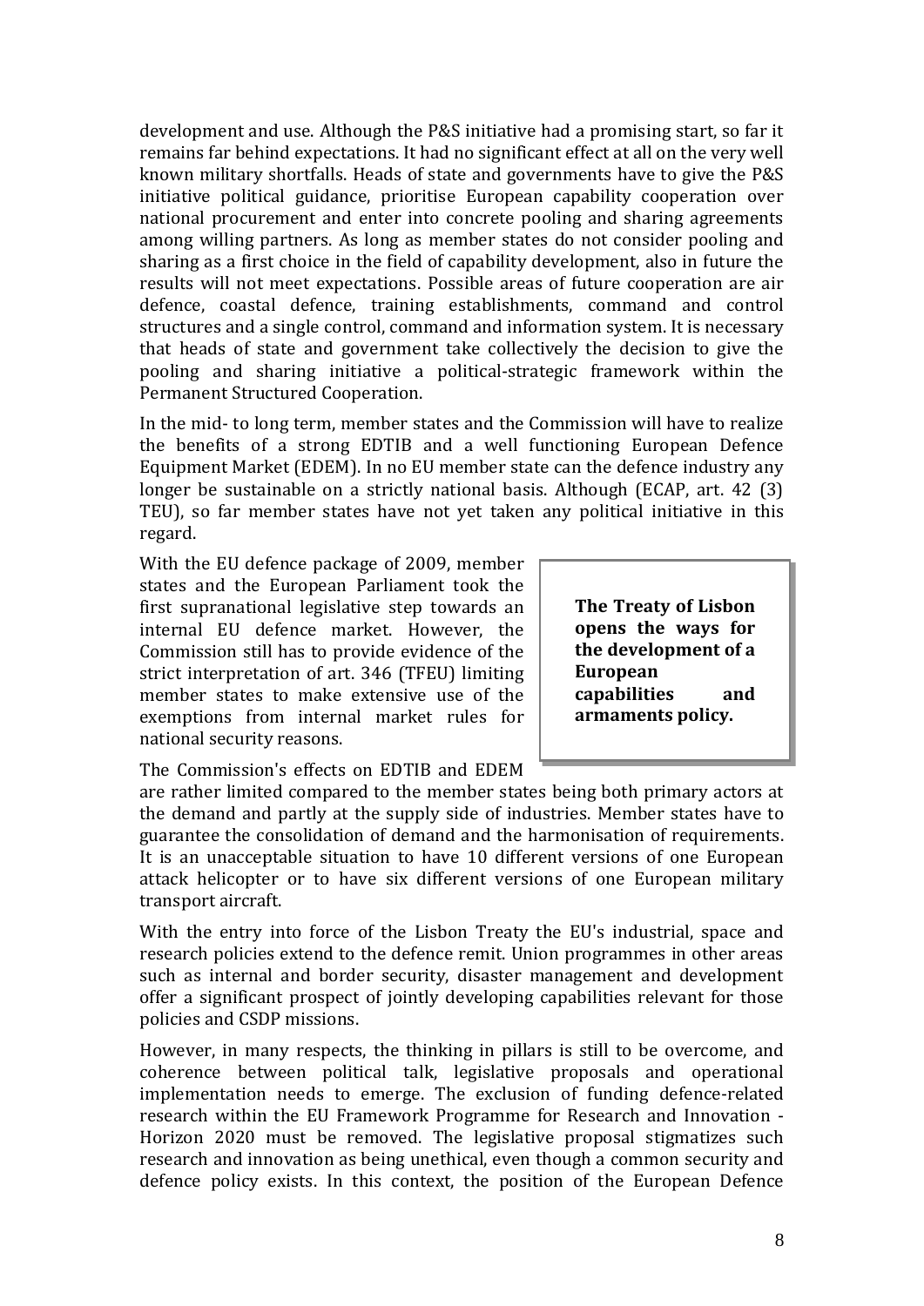development and use. Although the P&S initiative had a promising start, so far it remains far behind expectations. It had no significant effect at all on the very well known military shortfalls. Heads of state and governments have to give the P&S initiative political guidance, prioritise European capability cooperation over national procurement and enter into concrete pooling and sharing agreements among willing partners. As long as member states do not consider pooling and sharing as a first choice in the field of capability development, also in future the results will not meet expectations. Possible areas of future cooperation are air defence, coastal defence, training establishments, command and control structures and a single control, command and information system. It is necessary that heads of state and government take collectively the decision to give the pooling and sharing initiative a political-strategic framework within the Permanent Structured Cooperation.

In the mid- to long term, member states and the Commission will have to realize the benefits of a strong EDTIB and a well functioning European Defence Equipment Market (EDEM). In no EU member state can the defence industry any longer be sustainable on a strictly national basis. Although (ECAP, art. 42 (3) TEU), so far member states have not yet taken any political initiative in this regard.

With the EU defence package of 2009, member states and the European Parliament took the first supranational legislative step towards an internal EU defence market. However, the Commission still has to provide evidence of the strict interpretation of art. 346 (TFEU) limiting member states to make extensive use of the exemptions from internal market rules for national security reasons.

**The Treaty of Lisbon opens the ways for the development of a European capabilities and armaments policy.**

The Commission's effects on EDTIB and EDEM are rather limited compared to the member states being both primary actors at the demand and partly at the supply side of industries. Member states have to guarantee the consolidation of demand and the harmonisation of requirements. It is an unacceptable situation to have 10 different versions of one European attack helicopter or to have six different versions of one European military transport aircraft.

With the entry into force of the Lisbon Treaty the EU's industrial, space and research policies extend to the defence remit. Union programmes in other areas such as internal and border security, disaster management and development offer a significant prospect of jointly developing capabilities relevant for those policies and CSDP missions.

However, in many respects, the thinking in pillars is still to be overcome, and coherence between political talk, legislative proposals and operational implementation needs to emerge. The exclusion of funding defence-related research within the EU Framework Programme for Research and Innovation - Horizon 2020 must be removed. The legislative proposal stigmatizes such research and innovation as being unethical, even though a common security and defence policy exists. In this context, the position of the European Defence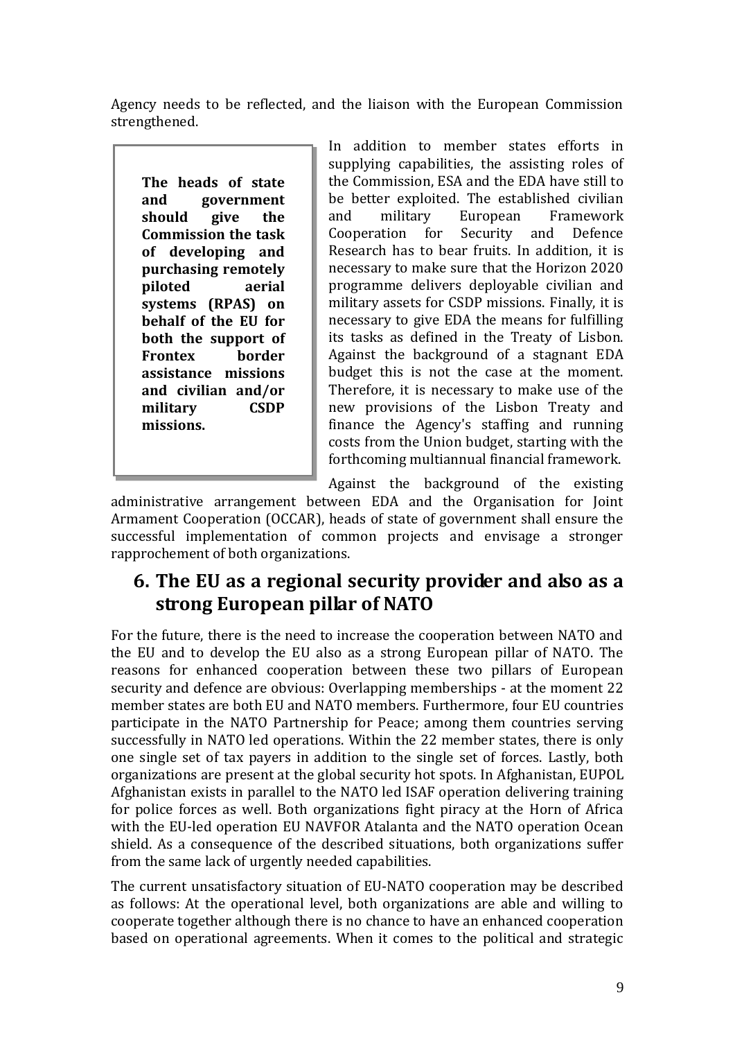Agency needs to be reflected, and the liaison with the European Commission strengthened.

> **The heads of state and government should give the Commission the task of developing and purchasing remotely piloted aerial systems (RPAS) on behalf of the EU for both the support of Frontex border assistance missions and civilian and/or military CSDP missions.**

In addition to member states efforts in supplying capabilities, the assisting roles of the Commission, ESA and the EDA have still to be better exploited. The established civilian and military European Framework Cooperation for Security and Defence Research has to bear fruits. In addition, it is necessary to make sure that the Horizon 2020 programme delivers deployable civilian and military assets for CSDP missions. Finally, it is necessary to give EDA the means for fulfilling its tasks as defined in the Treaty of Lisbon. Against the background of a stagnant EDA budget this is not the case at the moment. Therefore, it is necessary to make use of the new provisions of the Lisbon Treaty and finance the Agency's staffing and running costs from the Union budget, starting with the forthcoming multiannual financial framework.

Against the background of the existing administrative arrangement between EDA and the Organisation for Joint Armament Cooperation (OCCAR), heads of state of government shall ensure the successful implementation of common projects and envisage a stronger rapprochement of both organizations.

## 6. The EU as a regional security provider and also as a strong European pillar of NATO

For the future, there is the need to increase the cooperation between NATO and the EU and to develop the EU also as a strong European pillar of NATO. The reasons for enhanced cooperation between these two pillars of European security and defence are obvious: Overlapping memberships - at the moment 22 member states are both EU and NATO members. Furthermore, four EU countries participate in the NATO Partnership for Peace; among them countries serving successfully in NATO led operations. Within the 22 member states, there is only one single set of tax payers in addition to the single set of forces. Lastly, both organizations are present at the global security hot spots. In Afghanistan, EUPOL Afghanistan exists in parallel to the NATO led ISAF operation delivering training for police forces as well. Both organizations fight piracy at the Horn of Africa with the EU-led operation EU NAVFOR Atalanta and the NATO operation Ocean shield. As a consequence of the described situations, both organizations suffer from the same lack of urgently needed capabilities.

The current unsatisfactory situation of EU-NATO cooperation may be described as follows: At the operational level, both organizations are able and willing to cooperate together although there is no chance to have an enhanced cooperation based on operational agreements. When it comes to the political and strategic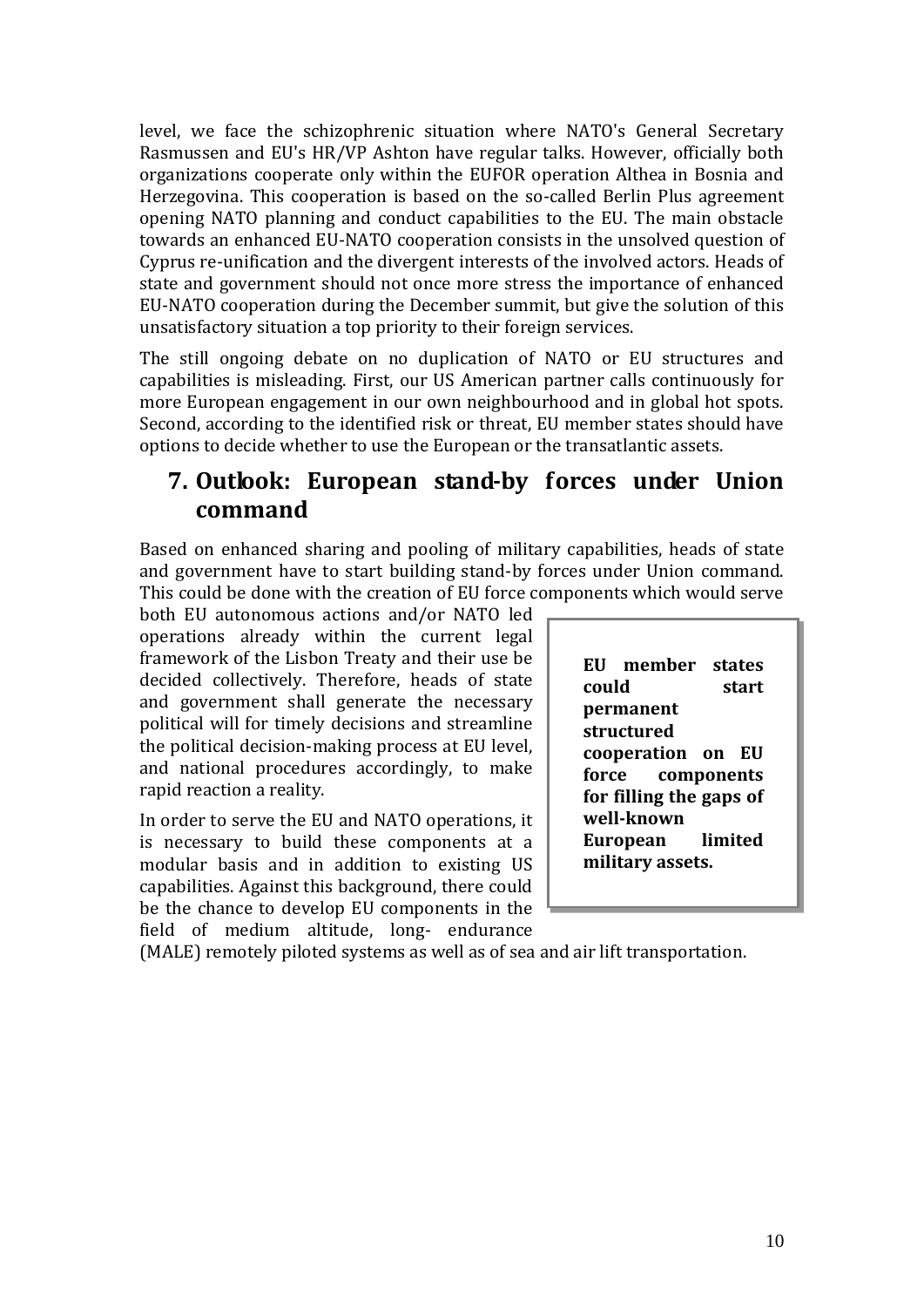level, we face the schizophrenic situation where NATO's General Secretary Rasmussen and EU's HR/VP Ashton have regular talks. However, officially both organizations cooperate only within the EUFOR operation Althea in Bosnia and Herzegovina. This cooperation is based on the so-called Berlin Plus agreement opening NATO planning and conduct capabilities to the EU. The main obstacle towards an enhanced EU-NATO cooperation consists in the unsolved question of Cyprus re-unification and the divergent interests of the involved actors. Heads of state and government should not once more stress the importance of enhanced EU-NATO cooperation during the December summit, but give the solution of this unsatisfactory situation a top priority to their foreign services.

The still ongoing debate on no duplication of NATO or EU structures and capabilities is misleading. First, our US American partner calls continuously for more European engagement in our own neighbourhood and in global hot spots. Second, according to the identified risk or threat, EU member states should have options to decide whether to use the European or the transatlantic assets.

## 7. Outlook: European stand-by forces under Union command

Based on enhanced sharing and pooling of military capabilities, heads of state and government have to start building stand-by forces under Union command. This could be done with the creation of EU force components which would serve both EU autonomous actions and/or NATO led operations already within the current legal framework of the Lisbon Treaty and their use be decided collectively. Therefore, heads of state and government shall generate the necessary political will for timely decisions and streamline the political decision-making process at EU level, and national procedures accordingly, to make rapid reaction a reality.

> **EU member states could start permanent structured cooperation on EU force components for filling the gaps of well-known European limited military assets.**

In order to serve the EU and NATO operations, it is necessary to build these components at a modular basis and in addition to existing US capabilities. Against this background, there could be the chance to develop EU components in the field of medium altitude, long- endurance (MALE) remotely piloted systems as well as of sea and air lift transportation.